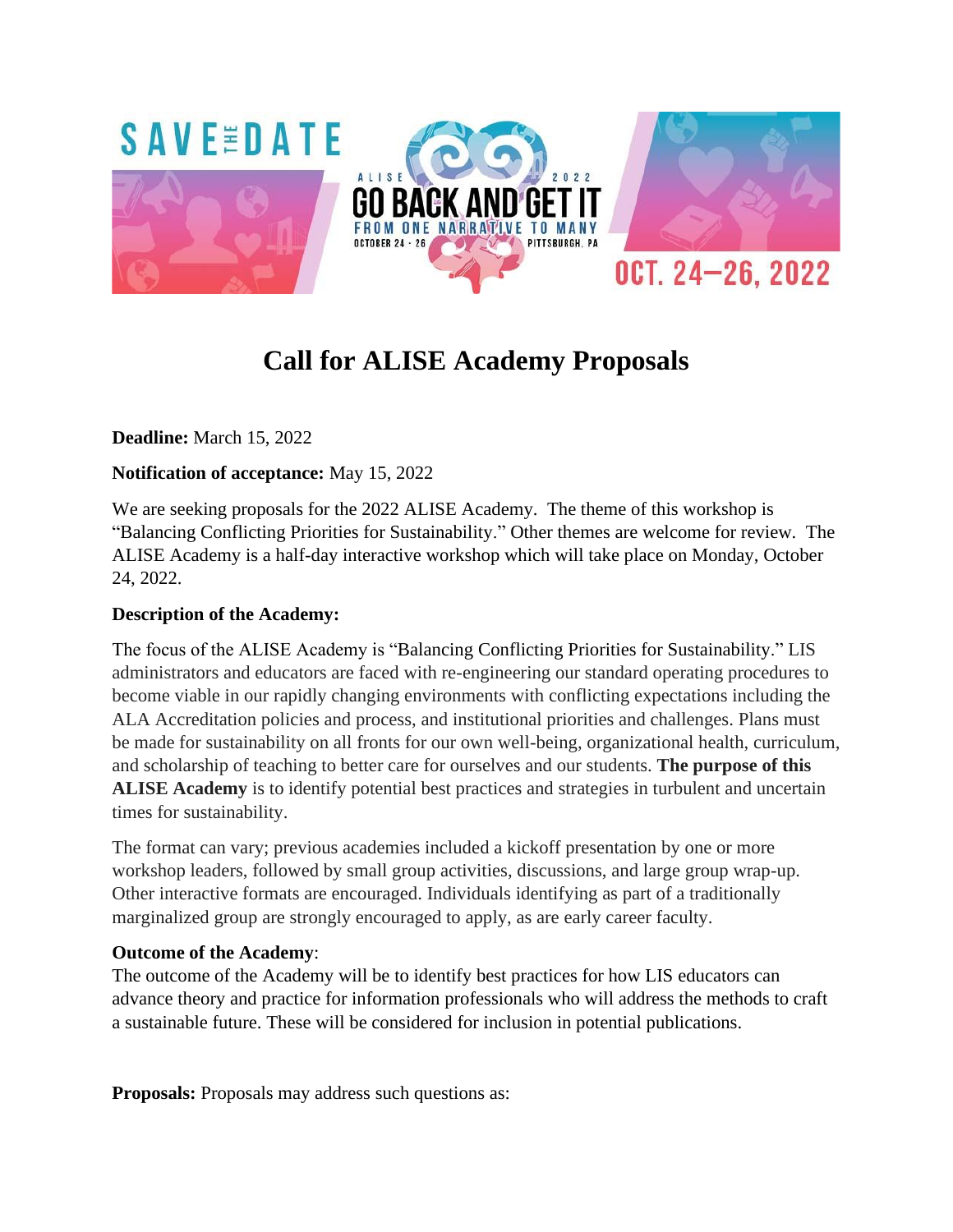# Call for ALISE Academy Proposals

**Deadline:** March 15, 2022

**Notification of acceptance:** May 15, 2022

We are seeking proposals for the 2022 ALISE Academy. The theme of this workshop is "Balancing Conflicting Priorities for Sustainability." Other themes are welcome for review. The ALISE Academy is a half-day interactive workshop which will take place on Monday, October 24, 2022.

**Description of the Academy:**

The focus of the ALISE Academy is "Balancing Conflicting Priorities for Sustainability." LIS administrators and educators are faced with re-engineering our standard operating procedures to become viable in our rapidly changing environments with conflicting expectations including the ALA Accreditation policies and process, and institutional priorities and challenges. Plans must be made for sustainability on all fronts for our own well-being, organizational health, curriculum, and scholarship of teaching to better care for ourselves and our students. **The purpose of this ALISE Academy** is to identify potential best practices and strategies in turbulent and uncertain times for sustainability.

The format can vary; previous academies included a kickoff presentation by one or more workshop leaders, followed by small group activities, discussions, and large group wrap-up. Other interactive formats are encouraged. Individuals identifying as part of a traditionally marginalized group are strongly encouraged to apply, as are early career faculty.

**Outcome of the Academy**:

The outcome of the Academy will be to identify best practices for how LIS educators can advance theory and practice for information professionals who will address the methods to craft a sustainable future. These will be considered for inclusion in potential publications.

**Proposals:** Proposals may address such questions as: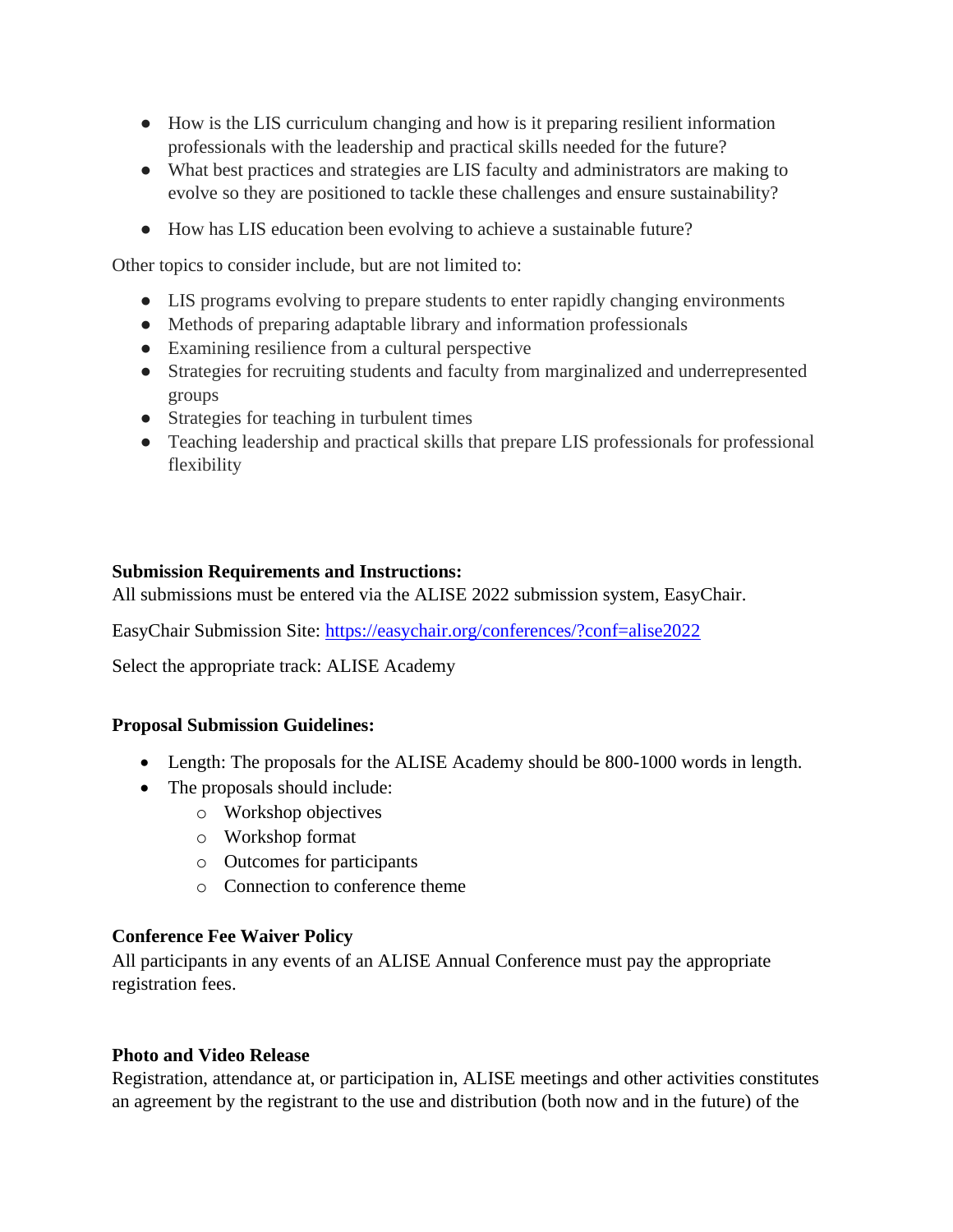- How is the LIS curriculum changing and how is it preparing resilient information professionals with the leadership and practical skills needed for the future?
- What best practices and strategies are LIS faculty and administrators are making to evolve so they are positioned to tackle these challenges and ensure sustainability?
- How has LIS education been evolving to achieve a sustainable future?

Other topics to consider include, but are not limited to:

- LIS programs evolving to prepare students to enter rapidly changing environments
- Methods of preparing adaptable library and information professionals
- Examining resilience from a cultural perspective
- Strategies for recruiting students and faculty from marginalized and underrepresented groups
- Strategies for teaching in turbulent times
- Teaching leadership and practical skills that prepare LIS professionals for professional flexibility

**Submission Requirements and Instructions:**
All submissions must be entered via the ALISE 2022 submission system, EasyChair.

EasyChair Submission Site: [https://easychair.org/conferences/?conf=alise2022](https://easychair.org/conferences/?conf=alise2022)

Select the appropriate track: ALISE Academy

**Proposal Submission Guidelines:**

- Length: The proposals for the ALISE Academy should be 800-1000 words in length.
- The proposals should include:
  - Workshop objectives
  - Workshop format
  - Outcomes for participants
  - Connection to conference theme

**Conference Fee Waiver Policy**
All participants in any events of an ALISE Annual Conference must pay the appropriate registration fees.

**Photo and Video Release**
Registration, attendance at, or participation in, ALISE meetings and other activities constitutes an agreement by the registrant to the use and distribution (both now and in the future) of the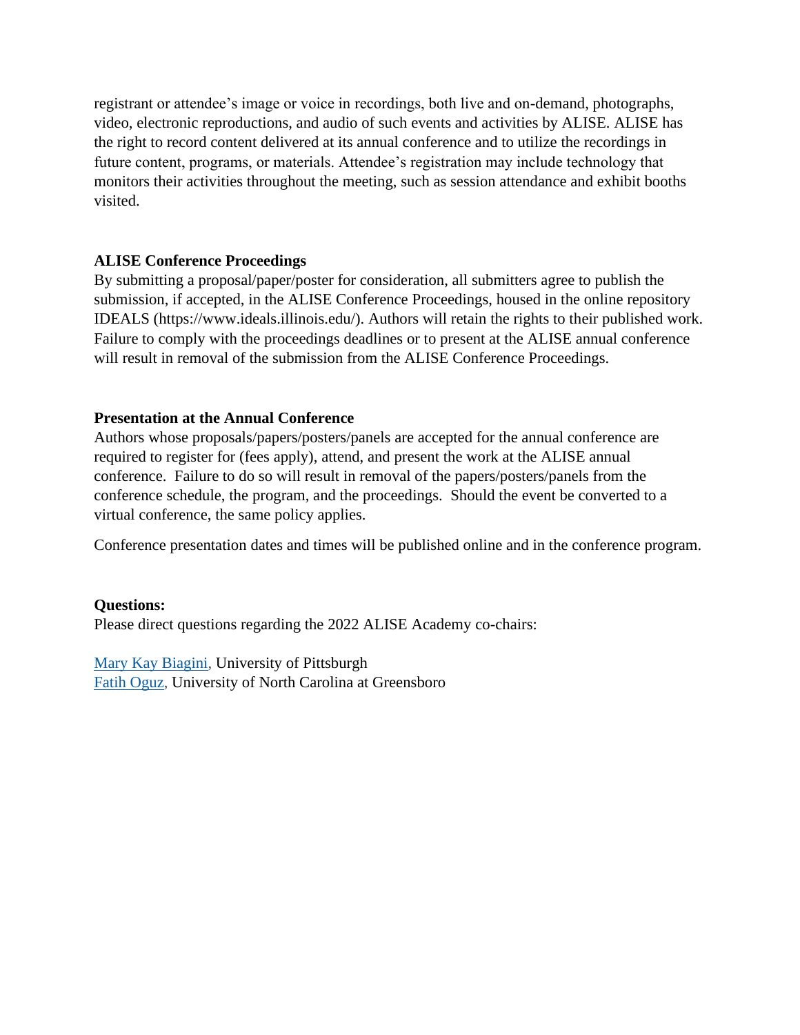registrant or attendee's image or voice in recordings, both live and on-demand, photographs, video, electronic reproductions, and audio of such events and activities by ALISE. ALISE has the right to record content delivered at its annual conference and to utilize the recordings in future content, programs, or materials. Attendee's registration may include technology that monitors their activities throughout the meeting, such as session attendance and exhibit booths visited.

**ALISE Conference Proceedings**

By submitting a proposal/paper/poster for consideration, all submitters agree to publish the submission, if accepted, in the ALISE Conference Proceedings, housed in the online repository IDEALS (https://www.ideals.illinois.edu/). Authors will retain the rights to their published work. Failure to comply with the proceedings deadlines or to present at the ALISE annual conference will result in removal of the submission from the ALISE Conference Proceedings.

**Presentation at the Annual Conference**

Authors whose proposals/papers/posters/panels are accepted for the annual conference are required to register for (fees apply), attend, and present the work at the ALISE annual conference. Failure to do so will result in removal of the papers/posters/panels from the conference schedule, the program, and the proceedings. Should the event be converted to a virtual conference, the same policy applies.

Conference presentation dates and times will be published online and in the conference program.

**Questions:**

Please direct questions regarding the 2022 ALISE Academy co-chairs:

Mary Kay Biagini, University of Pittsburgh
Fatih Oguz, University of North Carolina at Greensboro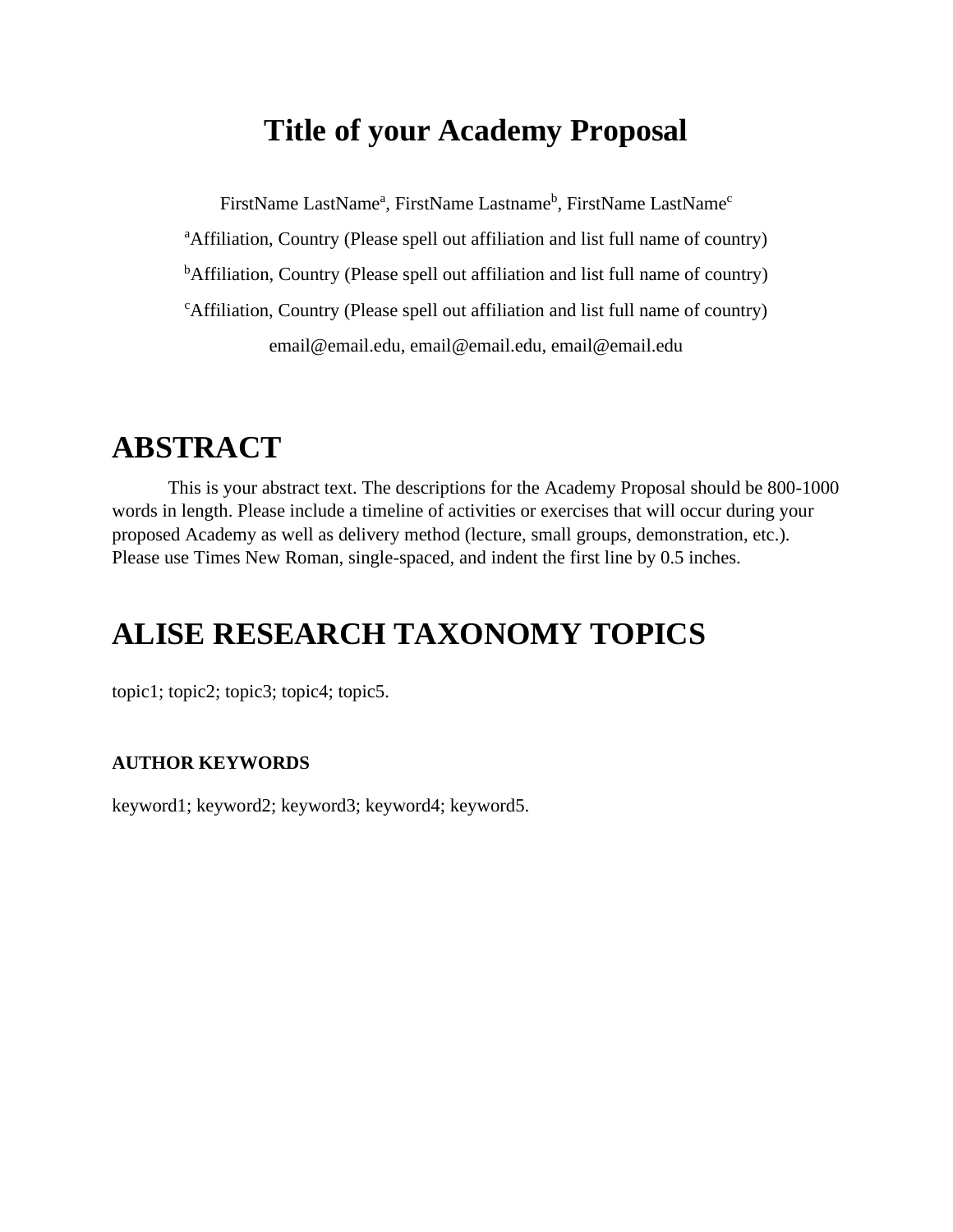# Title of your Academy Proposal

FirstName LastName[a], FirstName Lastname[b], FirstName LastName[c]

[a]Affiliation, Country (Please spell out affiliation and list full name of country)

[b]Affiliation, Country (Please spell out affiliation and list full name of country)

[c]Affiliation, Country (Please spell out affiliation and list full name of country)

email@email.edu, email@email.edu, email@email.edu

## ABSTRACT

This is your abstract text. The descriptions for the Academy Proposal should be 800-1000 words in length. Please include a timeline of activities or exercises that will occur during your proposed Academy as well as delivery method (lecture, small groups, demonstration, etc.). Please use Times New Roman, single-spaced, and indent the first line by 0.5 inches.

## ALISE RESEARCH TAXONOMY TOPICS

topic1; topic2; topic3; topic4; topic5.

### AUTHOR KEYWORDS

keyword1; keyword2; keyword3; keyword4; keyword5.